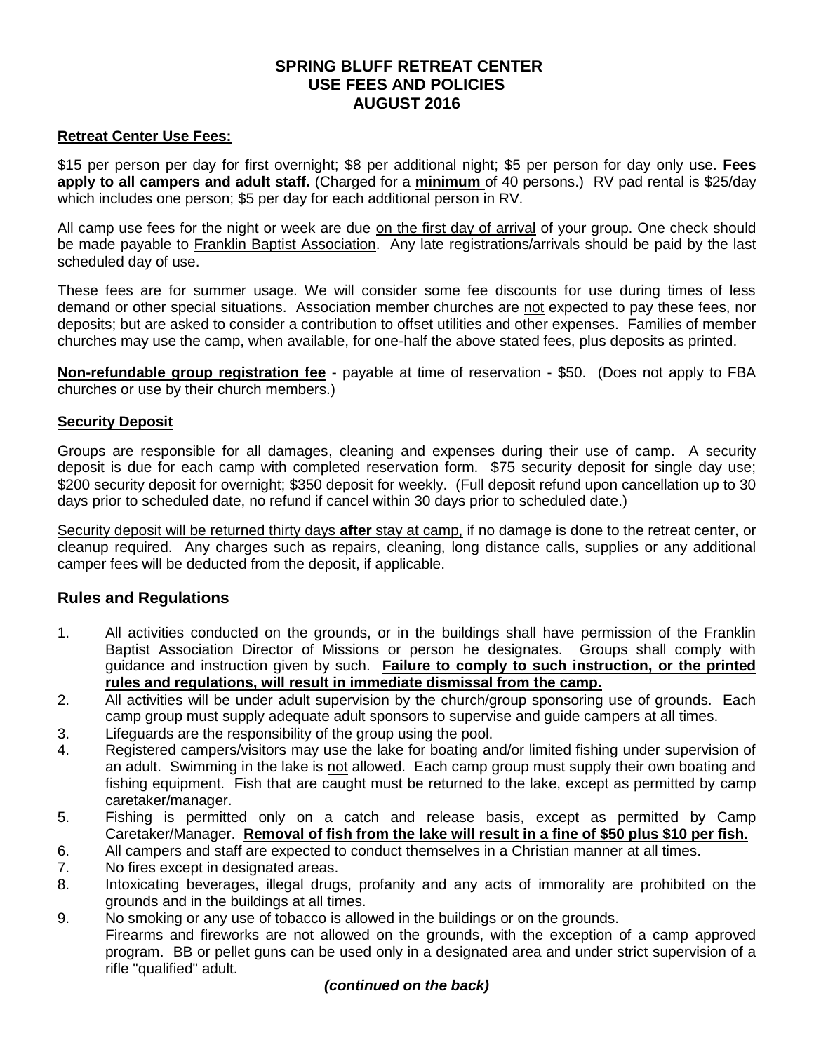# SPRING BLUFF RETREAT CENTER
# USE FEES AND POLICIES
# AUGUST 2016

**Retreat Center Use Fees:**

$15 per person per day for first overnight; $8 per additional night; $5 per person for day only use. **Fees apply to all campers and adult staff.** (Charged for a **minimum** of 40 persons.) RV pad rental is $25/day which includes one person; $5 per day for each additional person in RV.

All camp use fees for the night or week are due on the first day of arrival of your group. One check should be made payable to Franklin Baptist Association. Any late registrations/arrivals should be paid by the last scheduled day of use.

These fees are for summer usage. We will consider some fee discounts for use during times of less demand or other special situations. Association member churches are not expected to pay these fees, nor deposits; but are asked to consider a contribution to offset utilities and other expenses. Families of member churches may use the camp, when available, for one-half the above stated fees, plus deposits as printed.

**Non-refundable group registration fee** - payable at time of reservation - $50. (Does not apply to FBA churches or use by their church members.)

**Security Deposit**

Groups are responsible for all damages, cleaning and expenses during their use of camp. A security deposit is due for each camp with completed reservation form. $75 security deposit for single day use; $200 security deposit for overnight; $350 deposit for weekly. (Full deposit refund upon cancellation up to 30 days prior to scheduled date, no refund if cancel within 30 days prior to scheduled date.)

Security deposit will be returned thirty days **after** stay at camp, if no damage is done to the retreat center, or cleanup required. Any charges such as repairs, cleaning, long distance calls, supplies or any additional camper fees will be deducted from the deposit, if applicable.

## Rules and Regulations

1. All activities conducted on the grounds, or in the buildings shall have permission of the Franklin Baptist Association Director of Missions or person he designates. Groups shall comply with guidance and instruction given by such. **Failure to comply to such instruction, or the printed rules and regulations, will result in immediate dismissal from the camp.**
2. All activities will be under adult supervision by the church/group sponsoring use of grounds. Each camp group must supply adequate adult sponsors to supervise and guide campers at all times.
3. Lifeguards are the responsibility of the group using the pool.
4. Registered campers/visitors may use the lake for boating and/or limited fishing under supervision of an adult. Swimming in the lake is not allowed. Each camp group must supply their own boating and fishing equipment. Fish that are caught must be returned to the lake, except as permitted by camp caretaker/manager.
5. Fishing is permitted only on a catch and release basis, except as permitted by Camp Caretaker/Manager. **Removal of fish from the lake will result in a fine of $50 plus $10 per fish.**
6. All campers and staff are expected to conduct themselves in a Christian manner at all times.
7. No fires except in designated areas.
8. Intoxicating beverages, illegal drugs, profanity and any acts of immorality are prohibited on the grounds and in the buildings at all times.
9. No smoking or any use of tobacco is allowed in the buildings or on the grounds.
   Firearms and fireworks are not allowed on the grounds, with the exception of a camp approved program. BB or pellet guns can be used only in a designated area and under strict supervision of a rifle "qualified" adult.

***(continued on the back)***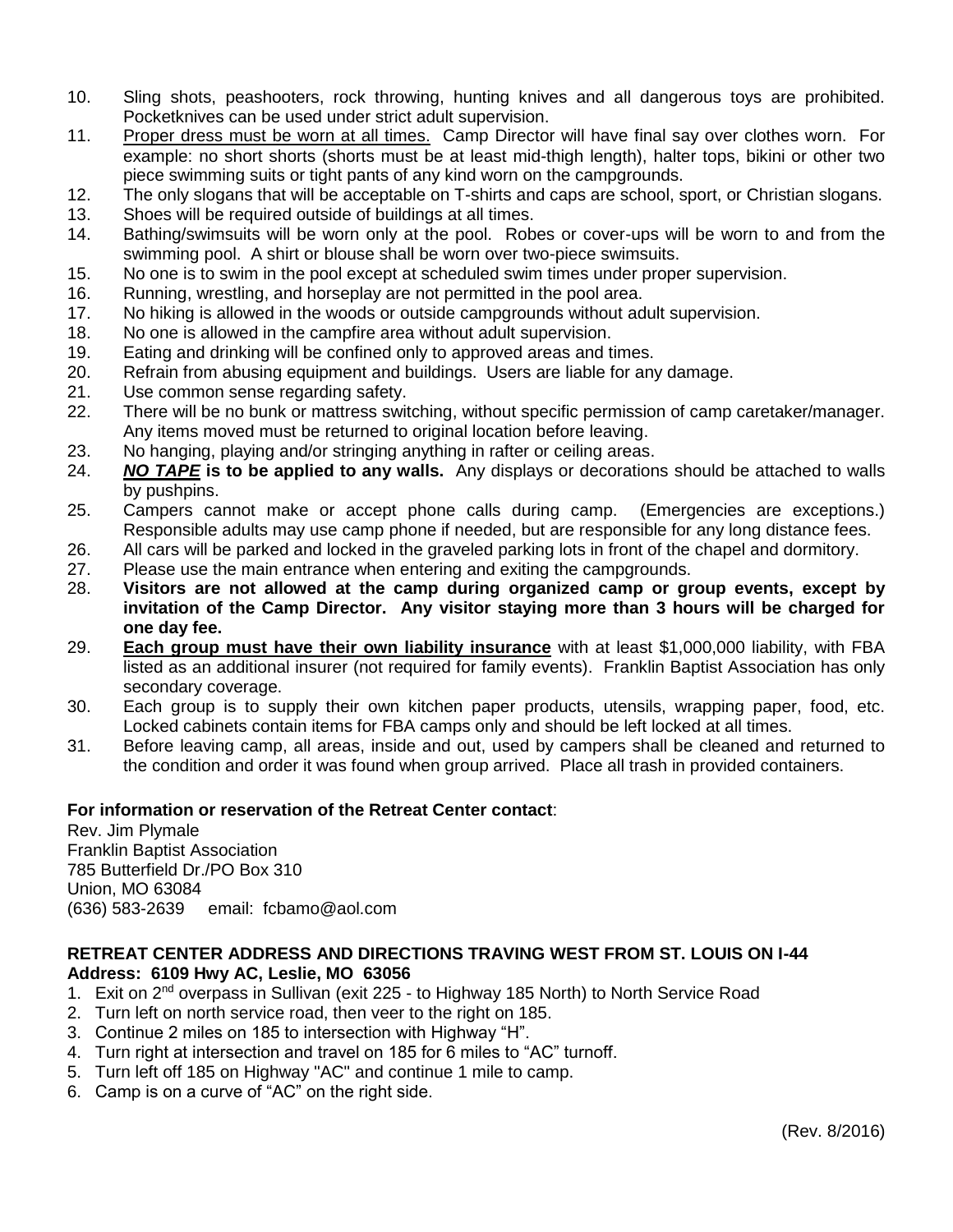10. Sling shots, peashooters, rock throwing, hunting knives and all dangerous toys are prohibited. Pocketknives can be used under strict adult supervision.
11. Proper dress must be worn at all times. Camp Director will have final say over clothes worn. For example: no short shorts (shorts must be at least mid-thigh length), halter tops, bikini or other two piece swimming suits or tight pants of any kind worn on the campgrounds.
12. The only slogans that will be acceptable on T-shirts and caps are school, sport, or Christian slogans.
13. Shoes will be required outside of buildings at all times.
14. Bathing/swimsuits will be worn only at the pool. Robes or cover-ups will be worn to and from the swimming pool. A shirt or blouse shall be worn over two-piece swimsuits.
15. No one is to swim in the pool except at scheduled swim times under proper supervision.
16. Running, wrestling, and horseplay are not permitted in the pool area.
17. No hiking is allowed in the woods or outside campgrounds without adult supervision.
18. No one is allowed in the campfire area without adult supervision.
19. Eating and drinking will be confined only to approved areas and times.
20. Refrain from abusing equipment and buildings. Users are liable for any damage.
21. Use common sense regarding safety.
22. There will be no bunk or mattress switching, without specific permission of camp caretaker/manager. Any items moved must be returned to original location before leaving.
23. No hanging, playing and/or stringing anything in rafter or ceiling areas.
24. ***NO TAPE*** **is to be applied to any walls.** Any displays or decorations should be attached to walls by pushpins.
25. Campers cannot make or accept phone calls during camp. (Emergencies are exceptions.) Responsible adults may use camp phone if needed, but are responsible for any long distance fees.
26. All cars will be parked and locked in the graveled parking lots in front of the chapel and dormitory.
27. Please use the main entrance when entering and exiting the campgrounds.
28. **Visitors are not allowed at the camp during organized camp or group events, except by invitation of the Camp Director. Any visitor staying more than 3 hours will be charged for one day fee.**
29. **Each group must have their own liability insurance** with at least $1,000,000 liability, with FBA listed as an additional insurer (not required for family events). Franklin Baptist Association has only secondary coverage.
30. Each group is to supply their own kitchen paper products, utensils, wrapping paper, food, etc. Locked cabinets contain items for FBA camps only and should be left locked at all times.
31. Before leaving camp, all areas, inside and out, used by campers shall be cleaned and returned to the condition and order it was found when group arrived. Place all trash in provided containers.

**For information or reservation of the Retreat Center contact**:

Rev. Jim Plymale
Franklin Baptist Association
785 Butterfield Dr./PO Box 310
Union, MO 63084
(636) 583-2639 email: fcbamo@aol.com

**RETREAT CENTER ADDRESS AND DIRECTIONS TRAVING WEST FROM ST. LOUIS ON I-44**
**Address: 6109 Hwy AC, Leslie, MO 63056**

1. Exit on 2nd overpass in Sullivan (exit 225 - to Highway 185 North) to North Service Road
2. Turn left on north service road, then veer to the right on 185.
3. Continue 2 miles on 185 to intersection with Highway "H".
4. Turn right at intersection and travel on 185 for 6 miles to "AC" turnoff.
5. Turn left off 185 on Highway "AC" and continue 1 mile to camp.
6. Camp is on a curve of "AC" on the right side.

(Rev. 8/2016)